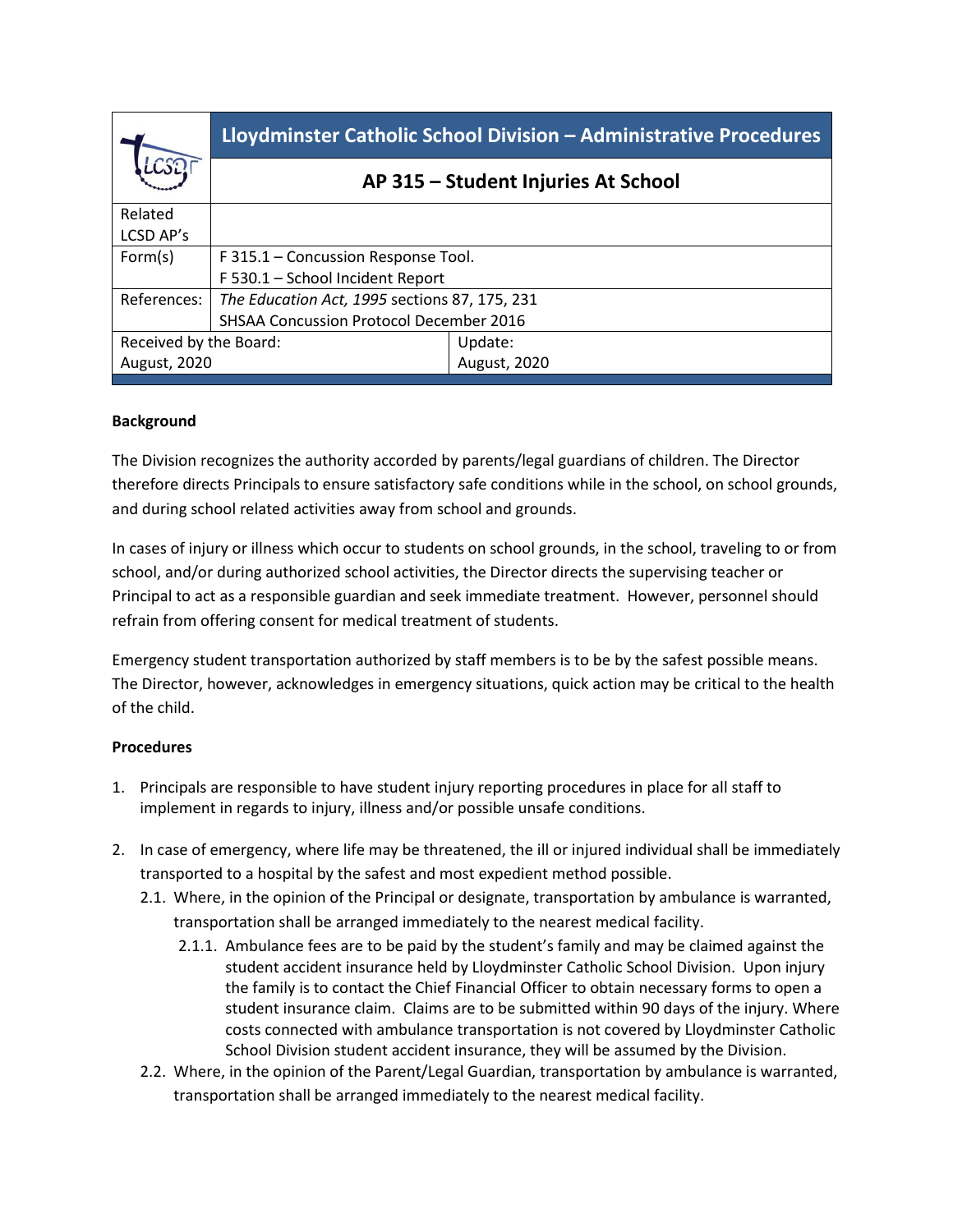| | Lloydminster Catholic School Division – Administrative Procedures | |
|---|---|---|
| | **AP 315 – Student Injuries At School** | |
| Related LCSD AP's | | |
| Form(s) | F 315.1 – Concussion Response Tool.<br>F 530.1 – School Incident Report | |
| References: | *The Education Act, 1995* sections 87, 175, 231<br>SHSAA Concussion Protocol December 2016 | |
| Received by the Board:<br>August, 2020 | | Update:<br>August, 2020 |

**Background**

The Division recognizes the authority accorded by parents/legal guardians of children. The Director therefore directs Principals to ensure satisfactory safe conditions while in the school, on school grounds, and during school related activities away from school and grounds.

In cases of injury or illness which occur to students on school grounds, in the school, traveling to or from school, and/or during authorized school activities, the Director directs the supervising teacher or Principal to act as a responsible guardian and seek immediate treatment. However, personnel should refrain from offering consent for medical treatment of students.

Emergency student transportation authorized by staff members is to be by the safest possible means. The Director, however, acknowledges in emergency situations, quick action may be critical to the health of the child.

**Procedures**

1. Principals are responsible to have student injury reporting procedures in place for all staff to implement in regards to injury, illness and/or possible unsafe conditions.

2. In case of emergency, where life may be threatened, the ill or injured individual shall be immediately transported to a hospital by the safest and most expedient method possible.
   2.1. Where, in the opinion of the Principal or designate, transportation by ambulance is warranted, transportation shall be arranged immediately to the nearest medical facility.
      2.1.1. Ambulance fees are to be paid by the student's family and may be claimed against the student accident insurance held by Lloydminster Catholic School Division. Upon injury the family is to contact the Chief Financial Officer to obtain necessary forms to open a student insurance claim. Claims are to be submitted within 90 days of the injury. Where costs connected with ambulance transportation is not covered by Lloydminster Catholic School Division student accident insurance, they will be assumed by the Division.
   2.2. Where, in the opinion of the Parent/Legal Guardian, transportation by ambulance is warranted, transportation shall be arranged immediately to the nearest medical facility.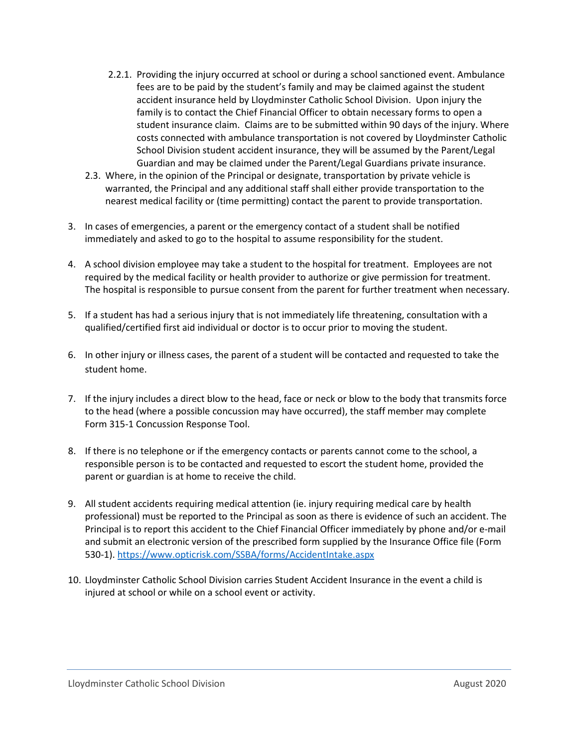2.2.1. Providing the injury occurred at school or during a school sanctioned event. Ambulance fees are to be paid by the student's family and may be claimed against the student accident insurance held by Lloydminster Catholic School Division. Upon injury the family is to contact the Chief Financial Officer to obtain necessary forms to open a student insurance claim. Claims are to be submitted within 90 days of the injury. Where costs connected with ambulance transportation is not covered by Lloydminster Catholic School Division student accident insurance, they will be assumed by the Parent/Legal Guardian and may be claimed under the Parent/Legal Guardians private insurance.

 2.3. Where, in the opinion of the Principal or designate, transportation by private vehicle is warranted, the Principal and any additional staff shall either provide transportation to the nearest medical facility or (time permitting) contact the parent to provide transportation.

3. In cases of emergencies, a parent or the emergency contact of a student shall be notified immediately and asked to go to the hospital to assume responsibility for the student.

4. A school division employee may take a student to the hospital for treatment. Employees are not required by the medical facility or health provider to authorize or give permission for treatment. The hospital is responsible to pursue consent from the parent for further treatment when necessary.

5. If a student has had a serious injury that is not immediately life threatening, consultation with a qualified/certified first aid individual or doctor is to occur prior to moving the student.

6. In other injury or illness cases, the parent of a student will be contacted and requested to take the student home.

7. If the injury includes a direct blow to the head, face or neck or blow to the body that transmits force to the head (where a possible concussion may have occurred), the staff member may complete Form 315-1 Concussion Response Tool.

8. If there is no telephone or if the emergency contacts or parents cannot come to the school, a responsible person is to be contacted and requested to escort the student home, provided the parent or guardian is at home to receive the child.

9. All student accidents requiring medical attention (ie. injury requiring medical care by health professional) must be reported to the Principal as soon as there is evidence of such an accident. The Principal is to report this accident to the Chief Financial Officer immediately by phone and/or e-mail and submit an electronic version of the prescribed form supplied by the Insurance Office file (Form 530-1). https://www.opticrisk.com/SSBA/forms/AccidentIntake.aspx

10. Lloydminster Catholic School Division carries Student Accident Insurance in the event a child is injured at school or while on a school event or activity.